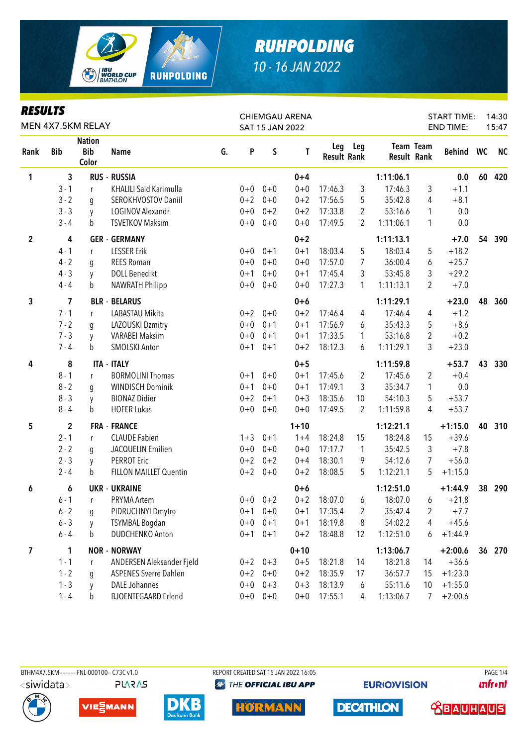# RUHPOLDING

10 - 16 JAN 2022

## RESULTS

MEN 4X7.5KM RELAY

CHIEMGAU ARENA
SAT 15 JAN 2022

START TIME: 14:30
END TIME: 15:47

| Rank | Bib | Nation Bib Color | Name | G. | P | S | T | Leg Result | Leg Rank | Team Result | Team Rank | Behind | WC | NC |
|---|---|---|---|---|---|---|---|---|---|---|---|---|---|---|
| 1 | 3 | | RUS - RUSSIA | | | | 0+4 | | | 1:11:06.1 | | 0.0 | 60 | 420 |
| | 3 - 1 | r | KHALILI Said Karimulla | | 0+0 | 0+0 | 0+0 | 17:46.3 | 3 | 17:46.3 | 3 | +1.1 | | |
| | 3 - 2 | g | SEROKHVOSTOV Daniil | | 0+2 | 0+0 | 0+2 | 17:56.5 | 5 | 35:42.8 | 4 | +8.1 | | |
| | 3 - 3 | y | LOGINOV Alexandr | | 0+0 | 0+2 | 0+2 | 17:33.8 | 2 | 53:16.6 | 1 | 0.0 | | |
| | 3 - 4 | b | TSVETKOV Maksim | | 0+0 | 0+0 | 0+0 | 17:49.5 | 2 | 1:11:06.1 | 1 | 0.0 | | |
| 2 | 4 | | GER - GERMANY | | | | 0+2 | | | 1:11:13.1 | | +7.0 | 54 | 390 |
| | 4 - 1 | r | LESSER Erik | | 0+0 | 0+1 | 0+1 | 18:03.4 | 5 | 18:03.4 | 5 | +18.2 | | |
| | 4 - 2 | g | REES Roman | | 0+0 | 0+0 | 0+0 | 17:57.0 | 7 | 36:00.4 | 6 | +25.7 | | |
| | 4 - 3 | y | DOLL Benedikt | | 0+1 | 0+0 | 0+1 | 17:45.4 | 3 | 53:45.8 | 3 | +29.2 | | |
| | 4 - 4 | b | NAWRATH Philipp | | 0+0 | 0+0 | 0+0 | 17:27.3 | 1 | 1:11:13.1 | 2 | +7.0 | | |
| 3 | 7 | | BLR - BELARUS | | | | 0+6 | | | 1:11:29.1 | | +23.0 | 48 | 360 |
| | 7 - 1 | r | LABASTAU Mikita | | 0+2 | 0+0 | 0+2 | 17:46.4 | 4 | 17:46.4 | 4 | +1.2 | | |
| | 7 - 2 | g | LAZOUSKI Dzmitry | | 0+0 | 0+1 | 0+1 | 17:56.9 | 6 | 35:43.3 | 5 | +8.6 | | |
| | 7 - 3 | y | VARABEI Maksim | | 0+0 | 0+1 | 0+1 | 17:33.5 | 1 | 53:16.8 | 2 | +0.2 | | |
| | 7 - 4 | b | SMOLSKI Anton | | 0+1 | 0+1 | 0+2 | 18:12.3 | 6 | 1:11:29.1 | 3 | +23.0 | | |
| 4 | 8 | | ITA - ITALY | | | | 0+5 | | | 1:11:59.8 | | +53.7 | 43 | 330 |
| | 8 - 1 | r | BORMOLINI Thomas | | 0+1 | 0+0 | 0+1 | 17:45.6 | 2 | 17:45.6 | 2 | +0.4 | | |
| | 8 - 2 | g | WINDISCH Dominik | | 0+1 | 0+0 | 0+1 | 17:49.1 | 3 | 35:34.7 | 1 | 0.0 | | |
| | 8 - 3 | y | BIONAZ Didier | | 0+2 | 0+1 | 0+3 | 18:35.6 | 10 | 54:10.3 | 5 | +53.7 | | |
| | 8 - 4 | b | HOFER Lukas | | 0+0 | 0+0 | 0+0 | 17:49.5 | 2 | 1:11:59.8 | 4 | +53.7 | | |
| 5 | 2 | | FRA - FRANCE | | | | 1+10 | | | 1:12:21.1 | | +1:15.0 | 40 | 310 |
| | 2 - 1 | r | CLAUDE Fabien | | 1+3 | 0+1 | 1+4 | 18:24.8 | 15 | 18:24.8 | 15 | +39.6 | | |
| | 2 - 2 | g | JACQUELIN Emilien | | 0+0 | 0+0 | 0+0 | 17:17.7 | 1 | 35:42.5 | 3 | +7.8 | | |
| | 2 - 3 | y | PERROT Eric | | 0+2 | 0+2 | 0+4 | 18:30.1 | 9 | 54:12.6 | 7 | +56.0 | | |
| | 2 - 4 | b | FILLON MAILLET Quentin | | 0+2 | 0+0 | 0+2 | 18:08.5 | 5 | 1:12:21.1 | 5 | +1:15.0 | | |
| 6 | 6 | | UKR - UKRAINE | | | | 0+6 | | | 1:12:51.0 | | +1:44.9 | 38 | 290 |
| | 6 - 1 | r | PRYMA Artem | | 0+0 | 0+2 | 0+2 | 18:07.0 | 6 | 18:07.0 | 6 | +21.8 | | |
| | 6 - 2 | g | PIDRUCHNYI Dmytro | | 0+1 | 0+0 | 0+1 | 17:35.4 | 2 | 35:42.4 | 2 | +7.7 | | |
| | 6 - 3 | y | TSYMBAL Bogdan | | 0+0 | 0+1 | 0+1 | 18:19.8 | 8 | 54:02.2 | 4 | +45.6 | | |
| | 6 - 4 | b | DUDCHENKO Anton | | 0+1 | 0+1 | 0+2 | 18:48.8 | 12 | 1:12:51.0 | 6 | +1:44.9 | | |
| 7 | 1 | | NOR - NORWAY | | | | 0+10 | | | 1:13:06.7 | | +2:00.6 | 36 | 270 |
| | 1 - 1 | r | ANDERSEN Aleksander Fjeld | | 0+2 | 0+3 | 0+5 | 18:21.8 | 14 | 18:21.8 | 14 | +36.6 | | |
| | 1 - 2 | g | ASPENES Sverre Dahlen | | 0+2 | 0+0 | 0+2 | 18:35.9 | 17 | 36:57.7 | 15 | +1:23.0 | | |
| | 1 - 3 | y | DALE Johannes | | 0+0 | 0+3 | 0+3 | 18:13.9 | 6 | 55:11.6 | 10 | +1:55.0 | | |
| | 1 - 4 | b | BJOENTEGAARD Erlend | | 0+0 | 0+0 | 0+0 | 17:55.1 | 4 | 1:13:06.7 | 7 | +2:00.6 | | |

BTHM4X7.5KM----------FNL-000100-- C73C v1.0 REPORT CREATED SAT 15 JAN 2022 16:05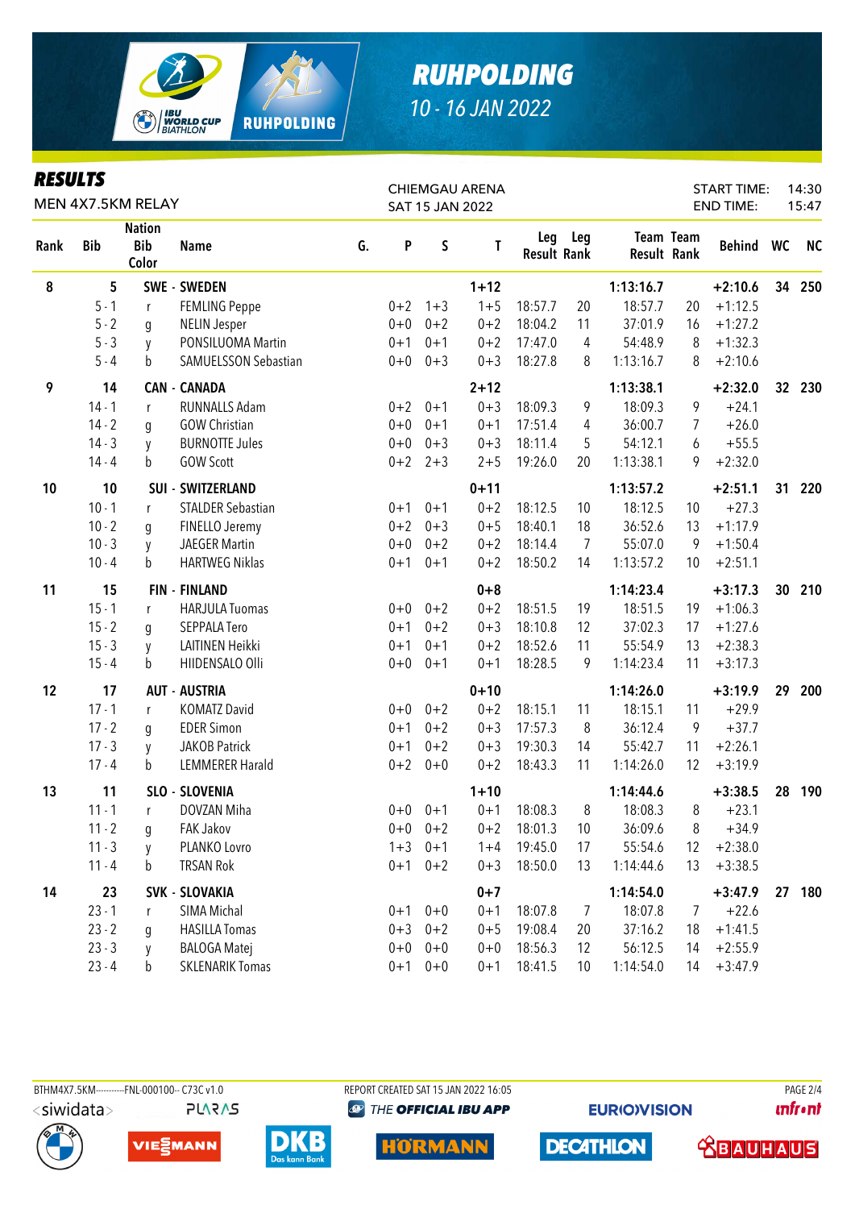# RUHPOLDING

10 - 16 JAN 2022

## RESULTS

MEN 4X7.5KM RELAY

CHIEMGAU ARENA
SAT 15 JAN 2022

START TIME: 14:30
END TIME: 15:47

| Rank | Bib | Nation Bib Color | Name | G. | P | S | T | Leg Result | Leg Rank | Team Result | Team Rank | Behind | WC | NC |
|---|---|---|---|---|---|---|---|---|---|---|---|---|---|---|
| 8 | 5 | | SWE - SWEDEN | | | | 1+12 | | | 1:13:16.7 | | +2:10.6 | 34 | 250 |
| | 5 - 1 | r | FEMLING Peppe | | 0+2 | 1+3 | 1+5 | 18:57.7 | 20 | 18:57.7 | 20 | +1:12.5 | | |
| | 5 - 2 | g | NELIN Jesper | | 0+0 | 0+2 | 0+2 | 18:04.2 | 11 | 37:01.9 | 16 | +1:27.2 | | |
| | 5 - 3 | y | PONSILUOMA Martin | | 0+1 | 0+1 | 0+2 | 17:47.0 | 4 | 54:48.9 | 8 | +1:32.3 | | |
| | 5 - 4 | b | SAMUELSSON Sebastian | | 0+0 | 0+3 | 0+3 | 18:27.8 | 8 | 1:13:16.7 | 8 | +2:10.6 | | |
| 9 | 14 | | CAN - CANADA | | | | 2+12 | | | 1:13:38.1 | | +2:32.0 | 32 | 230 |
| | 14 - 1 | r | RUNNALLS Adam | | 0+2 | 0+1 | 0+3 | 18:09.3 | 9 | 18:09.3 | 9 | +24.1 | | |
| | 14 - 2 | g | GOW Christian | | 0+0 | 0+1 | 0+1 | 17:51.4 | 4 | 36:00.7 | 7 | +26.0 | | |
| | 14 - 3 | y | BURNOTTE Jules | | 0+0 | 0+3 | 0+3 | 18:11.4 | 5 | 54:12.1 | 6 | +55.5 | | |
| | 14 - 4 | b | GOW Scott | | 0+2 | 2+3 | 2+5 | 19:26.0 | 20 | 1:13:38.1 | 9 | +2:32.0 | | |
| 10 | 10 | | SUI - SWITZERLAND | | | | 0+11 | | | 1:13:57.2 | | +2:51.1 | 31 | 220 |
| | 10 - 1 | r | STALDER Sebastian | | 0+1 | 0+1 | 0+2 | 18:12.5 | 10 | 18:12.5 | 10 | +27.3 | | |
| | 10 - 2 | g | FINELLO Jeremy | | 0+2 | 0+3 | 0+5 | 18:40.1 | 18 | 36:52.6 | 13 | +1:17.9 | | |
| | 10 - 3 | y | JAEGER Martin | | 0+0 | 0+2 | 0+2 | 18:14.4 | 7 | 55:07.0 | 9 | +1:50.4 | | |
| | 10 - 4 | b | HARTWEG Niklas | | 0+1 | 0+1 | 0+2 | 18:50.2 | 14 | 1:13:57.2 | 10 | +2:51.1 | | |
| 11 | 15 | | FIN - FINLAND | | | | 0+8 | | | 1:14:23.4 | | +3:17.3 | 30 | 210 |
| | 15 - 1 | r | HARJULA Tuomas | | 0+0 | 0+2 | 0+2 | 18:51.5 | 19 | 18:51.5 | 19 | +1:06.3 | | |
| | 15 - 2 | g | SEPPALA Tero | | 0+1 | 0+2 | 0+3 | 18:10.8 | 12 | 37:02.3 | 17 | +1:27.6 | | |
| | 15 - 3 | y | LAITINEN Heikki | | 0+1 | 0+1 | 0+2 | 18:52.6 | 11 | 55:54.9 | 13 | +2:38.3 | | |
| | 15 - 4 | b | HIIDENSALO Olli | | 0+0 | 0+1 | 0+1 | 18:28.5 | 9 | 1:14:23.4 | 11 | +3:17.3 | | |
| 12 | 17 | | AUT - AUSTRIA | | | | 0+10 | | | 1:14:26.0 | | +3:19.9 | 29 | 200 |
| | 17 - 1 | r | KOMATZ David | | 0+0 | 0+2 | 0+2 | 18:15.1 | 11 | 18:15.1 | 11 | +29.9 | | |
| | 17 - 2 | g | EDER Simon | | 0+1 | 0+2 | 0+3 | 17:57.3 | 8 | 36:12.4 | 9 | +37.7 | | |
| | 17 - 3 | y | JAKOB Patrick | | 0+1 | 0+2 | 0+3 | 19:30.3 | 14 | 55:42.7 | 11 | +2:26.1 | | |
| | 17 - 4 | b | LEMMERER Harald | | 0+2 | 0+0 | 0+2 | 18:43.3 | 11 | 1:14:26.0 | 12 | +3:19.9 | | |
| 13 | 11 | | SLO - SLOVENIA | | | | 1+10 | | | 1:14:44.6 | | +3:38.5 | 28 | 190 |
| | 11 - 1 | r | DOVZAN Miha | | 0+0 | 0+1 | 0+1 | 18:08.3 | 8 | 18:08.3 | 8 | +23.1 | | |
| | 11 - 2 | g | FAK Jakov | | 0+0 | 0+2 | 0+2 | 18:01.3 | 10 | 36:09.6 | 8 | +34.9 | | |
| | 11 - 3 | y | PLANKO Lovro | | 1+3 | 0+1 | 1+4 | 19:45.0 | 17 | 55:54.6 | 12 | +2:38.0 | | |
| | 11 - 4 | b | TRSAN Rok | | 0+1 | 0+2 | 0+3 | 18:50.0 | 13 | 1:14:44.6 | 13 | +3:38.5 | | |
| 14 | 23 | | SVK - SLOVAKIA | | | | 0+7 | | | 1:14:54.0 | | +3:47.9 | 27 | 180 |
| | 23 - 1 | r | SIMA Michal | | 0+1 | 0+0 | 0+1 | 18:07.8 | 7 | 18:07.8 | 7 | +22.6 | | |
| | 23 - 2 | g | HASILLA Tomas | | 0+3 | 0+2 | 0+5 | 19:08.4 | 20 | 37:16.2 | 18 | +1:41.5 | | |
| | 23 - 3 | y | BALOGA Matej | | 0+0 | 0+0 | 0+0 | 18:56.3 | 12 | 56:12.5 | 14 | +2:55.9 | | |
| | 23 - 4 | b | SKLENARIK Tomas | | 0+1 | 0+0 | 0+1 | 18:41.5 | 10 | 1:14:54.0 | 14 | +3:47.9 | | |

BTHM4X7.5KM----------FNL-000100-- C73C v1.0
REPORT CREATED SAT 15 JAN 2022 16:05
PAGE 2/4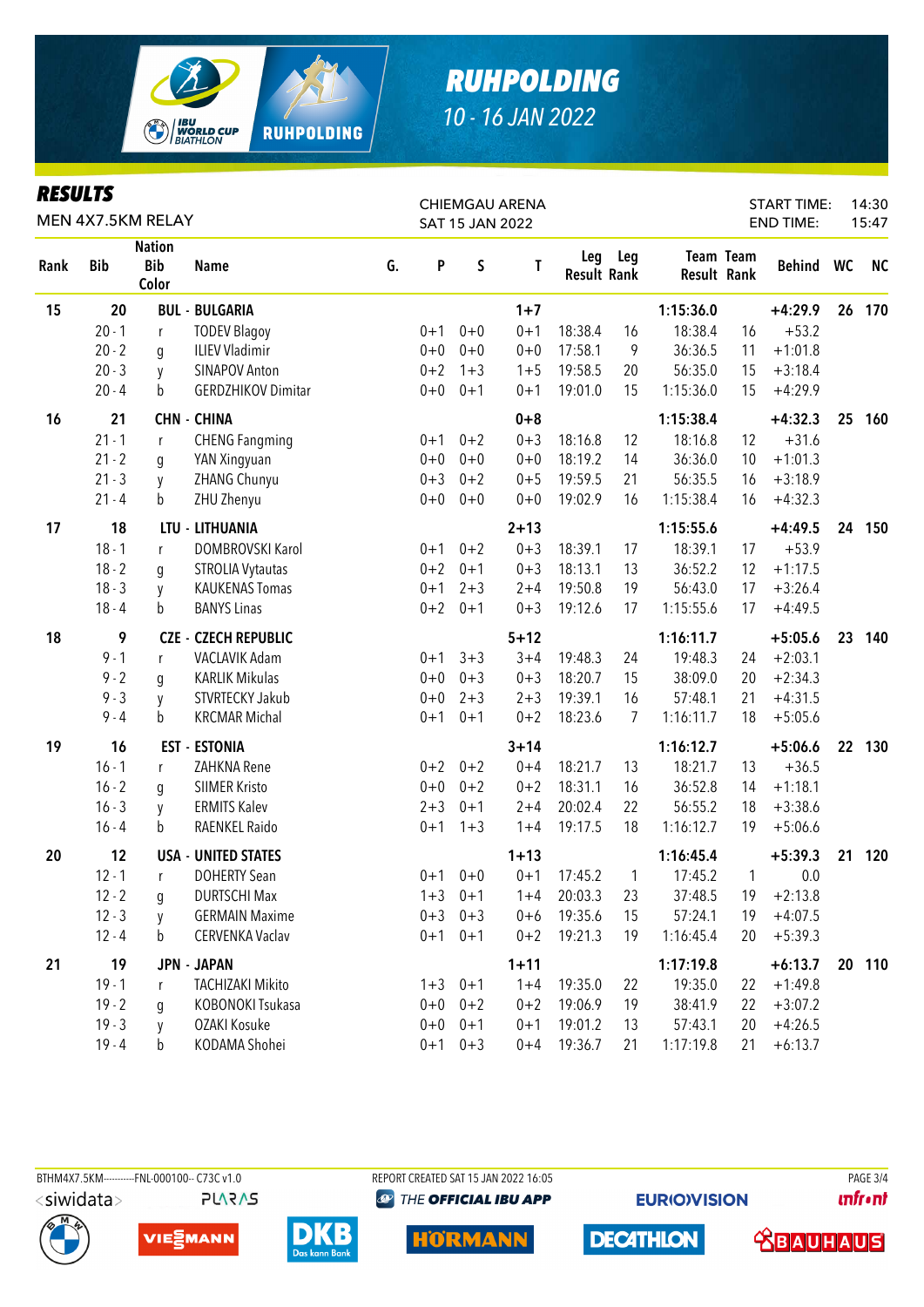# RUHPOLDING

10 - 16 JAN 2022

## RESULTS

MEN 4X7.5KM RELAY

CHIEMGAU ARENA
SAT 15 JAN 2022

START TIME: 14:30
END TIME: 15:47

| Rank | Bib | Nation Bib Color | Name | G. | P | S | T | Leg Result | Leg Rank | Team Result | Team Rank | Behind | WC | NC |
|---|---|---|---|---|---|---|---|---|---|---|---|---|---|---|
| 15 | 20 | | BUL - BULGARIA | | | | 1+7 | | | 1:15:36.0 | | +4:29.9 | 26 | 170 |
| | 20 - 1 | r | TODEV Blagoy | | 0+1 | 0+0 | 0+1 | 18:38.4 | 16 | 18:38.4 | 16 | +53.2 | | |
| | 20 - 2 | g | ILIEV Vladimir | | 0+0 | 0+0 | 0+0 | 17:58.1 | 9 | 36:36.5 | 11 | +1:01.8 | | |
| | 20 - 3 | y | SINAPOV Anton | | 0+2 | 1+3 | 1+5 | 19:58.5 | 20 | 56:35.0 | 15 | +3:18.4 | | |
| | 20 - 4 | b | GERDZHIKOV Dimitar | | 0+0 | 0+1 | 0+1 | 19:01.0 | 15 | 1:15:36.0 | 15 | +4:29.9 | | |
| 16 | 21 | | CHN - CHINA | | | | 0+8 | | | 1:15:38.4 | | +4:32.3 | 25 | 160 |
| | 21 - 1 | r | CHENG Fangming | | 0+1 | 0+2 | 0+3 | 18:16.8 | 12 | 18:16.8 | 12 | +31.6 | | |
| | 21 - 2 | g | YAN Xingyuan | | 0+0 | 0+0 | 0+0 | 18:19.2 | 14 | 36:36.0 | 10 | +1:01.3 | | |
| | 21 - 3 | y | ZHANG Chunyu | | 0+3 | 0+2 | 0+5 | 19:59.5 | 21 | 56:35.5 | 16 | +3:18.9 | | |
| | 21 - 4 | b | ZHU Zhenyu | | 0+0 | 0+0 | 0+0 | 19:02.9 | 16 | 1:15:38.4 | 16 | +4:32.3 | | |
| 17 | 18 | | LTU - LITHUANIA | | | | 2+13 | | | 1:15:55.6 | | +4:49.5 | 24 | 150 |
| | 18 - 1 | r | DOMBROVSKI Karol | | 0+1 | 0+2 | 0+3 | 18:39.1 | 17 | 18:39.1 | 17 | +53.9 | | |
| | 18 - 2 | g | STROLIA Vytautas | | 0+2 | 0+1 | 0+3 | 18:13.1 | 13 | 36:52.2 | 12 | +1:17.5 | | |
| | 18 - 3 | y | KAUKENAS Tomas | | 0+1 | 2+3 | 2+4 | 19:50.8 | 19 | 56:43.0 | 17 | +3:26.4 | | |
| | 18 - 4 | b | BANYS Linas | | 0+2 | 0+1 | 0+3 | 19:12.6 | 17 | 1:15:55.6 | 17 | +4:49.5 | | |
| 18 | 9 | | CZE - CZECH REPUBLIC | | | | 5+12 | | | 1:16:11.7 | | +5:05.6 | 23 | 140 |
| | 9 - 1 | r | VACLAVIK Adam | | 0+1 | 3+3 | 3+4 | 19:48.3 | 24 | 19:48.3 | 24 | +2:03.1 | | |
| | 9 - 2 | g | KARLIK Mikulas | | 0+0 | 0+3 | 0+3 | 18:20.7 | 15 | 38:09.0 | 20 | +2:34.3 | | |
| | 9 - 3 | y | STVRTECKY Jakub | | 0+0 | 2+3 | 2+3 | 19:39.1 | 16 | 57:48.1 | 21 | +4:31.5 | | |
| | 9 - 4 | b | KRCMAR Michal | | 0+1 | 0+1 | 0+2 | 18:23.6 | 7 | 1:16:11.7 | 18 | +5:05.6 | | |
| 19 | 16 | | EST - ESTONIA | | | | 3+14 | | | 1:16:12.7 | | +5:06.6 | 22 | 130 |
| | 16 - 1 | r | ZAHKNA Rene | | 0+2 | 0+2 | 0+4 | 18:21.7 | 13 | 18:21.7 | 13 | +36.5 | | |
| | 16 - 2 | g | SIIMER Kristo | | 0+0 | 0+2 | 0+2 | 18:31.1 | 16 | 36:52.8 | 14 | +1:18.1 | | |
| | 16 - 3 | y | ERMITS Kalev | | 2+3 | 0+1 | 2+4 | 20:02.4 | 22 | 56:55.2 | 18 | +3:38.6 | | |
| | 16 - 4 | b | RAENKEL Raido | | 0+1 | 1+3 | 1+4 | 19:17.5 | 18 | 1:16:12.7 | 19 | +5:06.6 | | |
| 20 | 12 | | USA - UNITED STATES | | | | 1+13 | | | 1:16:45.4 | | +5:39.3 | 21 | 120 |
| | 12 - 1 | r | DOHERTY Sean | | 0+1 | 0+0 | 0+1 | 17:45.2 | 1 | 17:45.2 | 1 | 0.0 | | |
| | 12 - 2 | g | DURTSCHI Max | | 1+3 | 0+1 | 1+4 | 20:03.3 | 23 | 37:48.5 | 19 | +2:13.8 | | |
| | 12 - 3 | y | GERMAIN Maxime | | 0+3 | 0+3 | 0+6 | 19:35.6 | 15 | 57:24.1 | 19 | +4:07.5 | | |
| | 12 - 4 | b | CERVENKA Vaclav | | 0+1 | 0+1 | 0+2 | 19:21.3 | 19 | 1:16:45.4 | 20 | +5:39.3 | | |
| 21 | 19 | | JPN - JAPAN | | | | 1+11 | | | 1:17:19.8 | | +6:13.7 | 20 | 110 |
| | 19 - 1 | r | TACHIZAKI Mikito | | 1+3 | 0+1 | 1+4 | 19:35.0 | 22 | 19:35.0 | 22 | +1:49.8 | | |
| | 19 - 2 | g | KOBONOKI Tsukasa | | 0+0 | 0+2 | 0+2 | 19:06.9 | 19 | 38:41.9 | 22 | +3:07.2 | | |
| | 19 - 3 | y | OZAKI Kosuke | | 0+0 | 0+1 | 0+1 | 19:01.2 | 13 | 57:43.1 | 20 | +4:26.5 | | |
| | 19 - 4 | b | KODAMA Shohei | | 0+1 | 0+3 | 0+4 | 19:36.7 | 21 | 1:17:19.8 | 21 | +6:13.7 | | |

BTHM4X7.5KM----------FNL-000100-- C73C v1.0    REPORT CREATED SAT 15 JAN 2022 16:05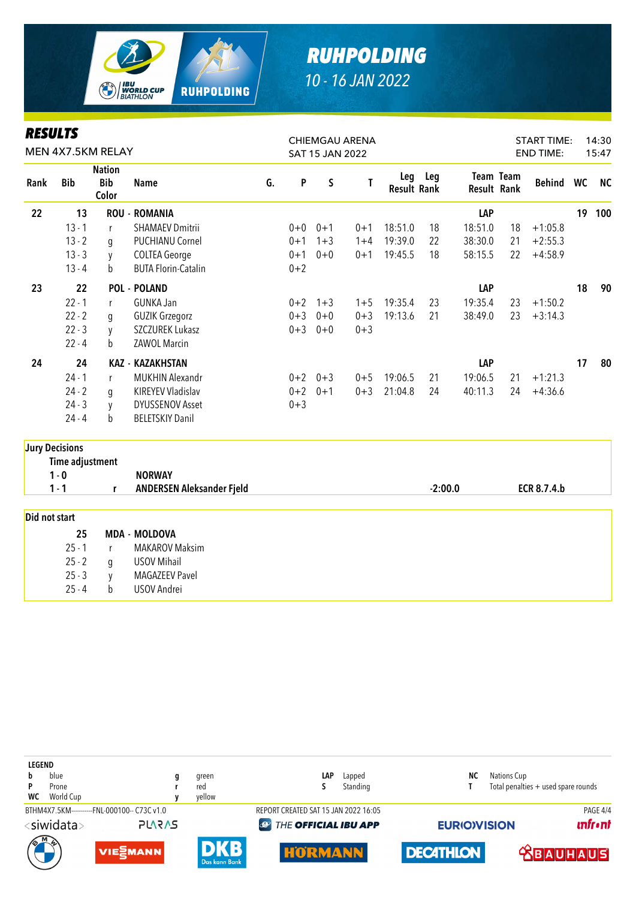# RUHPOLDING

10 - 16 JAN 2022

## RESULTS

MEN 4X7.5KM RELAY

CHIEMGAU ARENA
SAT 15 JAN 2022

START TIME: 14:30
END TIME: 15:47

| Rank | Bib | Nation Bib Color | Name | G. | P | S | T | Leg Result | Leg Rank | Team Result | Team Rank | Behind | WC | NC |
|---|---|---|---|---|---|---|---|---|---|---|---|---|---|---|
| 22 | 13 | ROU - ROMANIA | | | | | | | | LAP | | | 19 | 100 |
| | 13 - 1 | r | SHAMAEV Dmitrii | | 0+0 | 0+1 | 0+1 | 18:51.0 | 18 | 18:51.0 | 18 | +1:05.8 | | |
| | 13 - 2 | g | PUCHIANU Cornel | | 0+1 | 1+3 | 1+4 | 19:39.0 | 22 | 38:30.0 | 21 | +2:55.3 | | |
| | 13 - 3 | y | COLTEA George | | 0+1 | 0+0 | 0+1 | 19:45.5 | 18 | 58:15.5 | 22 | +4:58.9 | | |
| | 13 - 4 | b | BUTA Florin-Catalin | | 0+2 | | | | | | | | | |
| 23 | 22 | POL - POLAND | | | | | | | | LAP | | | 18 | 90 |
| | 22 - 1 | r | GUNKA Jan | | 0+2 | 1+3 | 1+5 | 19:35.4 | 23 | 19:35.4 | 23 | +1:50.2 | | |
| | 22 - 2 | g | GUZIK Grzegorz | | 0+3 | 0+0 | 0+3 | 19:13.6 | 21 | 38:49.0 | 23 | +3:14.3 | | |
| | 22 - 3 | y | SZCZUREK Lukasz | | 0+3 | 0+0 | 0+3 | | | | | | | |
| | 22 - 4 | b | ZAWOL Marcin | | | | | | | | | | | |
| 24 | 24 | KAZ - KAZAKHSTAN | | | | | | | | LAP | | | 17 | 80 |
| | 24 - 1 | r | MUKHIN Alexandr | | 0+2 | 0+3 | 0+5 | 19:06.5 | 21 | 19:06.5 | 21 | +1:21.3 | | |
| | 24 - 2 | g | KIREYEV Vladislav | | 0+2 | 0+1 | 0+3 | 21:04.8 | 24 | 40:11.3 | 24 | +4:36.6 | | |
| | 24 - 3 | y | DYUSSENOV Asset | | 0+3 | | | | | | | | | |
| | 24 - 4 | b | BELETSKIY Danil | | | | | | | | | | | |

### Jury Decisions

**Time adjustment**

| | | | | |
|---|---|---|---|---|
| **1 - 0** | | **NORWAY** | | |
| **1 - 1** | **r** | **ANDERSEN Aleksander Fjeld** | **-2:00.0** | **ECR 8.7.4.b** |

### Did not start

| | | | |
|---|---|---|---|
| **25** | **MDA - MOLDOVA** | | |
| 25 - 1 | r | MAKAROV Maksim | |
| 25 - 2 | g | USOV Mihail | |
| 25 - 3 | y | MAGAZEEV Pavel | |
| 25 - 4 | b | USOV Andrei | |

**LEGEND**

| | | | | | | | |
|---|---|---|---|---|---|---|---|
| b | blue | g | green | LAP | Lapped | NC | Nations Cup |
| P | Prone | r | red | S | Standing | T | Total penalties + used spare rounds |
| WC | World Cup | y | yellow | | | | |

BTHM4X7.5KM------------FNL-000100-- C73C v1.0

REPORT CREATED SAT 15 JAN 2022 16:05